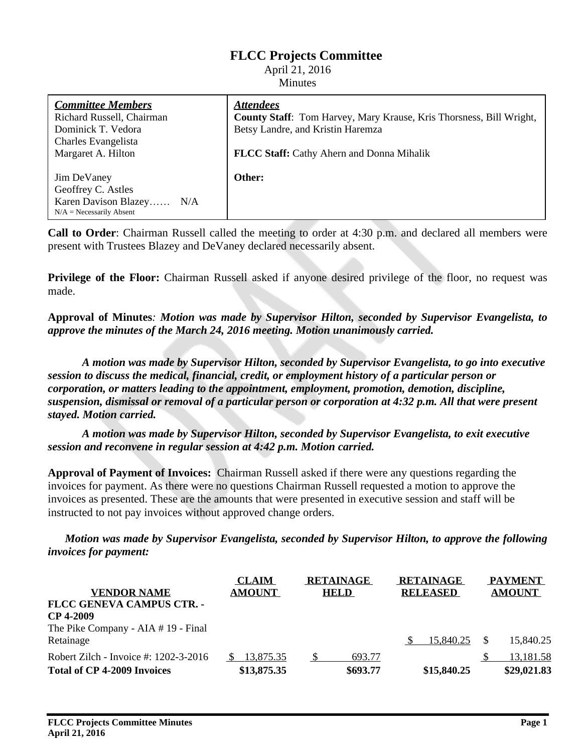# FLCC Projects Committee

April 21, 2016

Minutes

| *Committee Members* | *Attendees* |
|---|---|
| Richard Russell, Chairman<br>Dominick T. Vedora<br>Charles Evangelista<br>Margaret A. Hilton<br><br>Jim DeVaney<br>Geoffrey C. Astles<br>Karen Davison Blazey…… N/A<br>N/A = Necessarily Absent | **County Staff**: Tom Harvey, Mary Krause, Kris Thorsness, Bill Wright, Betsy Landre, and Kristin Haremza<br><br>**FLCC Staff:** Cathy Ahern and Donna Mihalik<br><br>**Other:** |

**Call to Order**: Chairman Russell called the meeting to order at 4:30 p.m. and declared all members were present with Trustees Blazey and DeVaney declared necessarily absent.

**Privilege of the Floor:** Chairman Russell asked if anyone desired privilege of the floor, no request was made.

**Approval of Minutes***: Motion was made by Supervisor Hilton, seconded by Supervisor Evangelista, to approve the minutes of the March 24, 2016 meeting. Motion unanimously carried.*

***A motion was made by Supervisor Hilton, seconded by Supervisor Evangelista, to go into executive session to discuss the medical, financial, credit, or employment history of a particular person or corporation, or matters leading to the appointment, employment, promotion, demotion, discipline, suspension, dismissal or removal of a particular person or corporation at 4:32 p.m. All that were present stayed. Motion carried.***

***A motion was made by Supervisor Hilton, seconded by Supervisor Evangelista, to exit executive session and reconvene in regular session at 4:42 p.m. Motion carried.***

**Approval of Payment of Invoices:** Chairman Russell asked if there were any questions regarding the invoices for payment. As there were no questions Chairman Russell requested a motion to approve the invoices as presented. These are the amounts that were presented in executive session and staff will be instructed to not pay invoices without approved change orders.

***Motion was made by Supervisor Evangelista, seconded by Supervisor Hilton, to approve the following invoices for payment:***

| VENDOR NAME | CLAIM AMOUNT | RETAINAGE HELD | RETAINAGE RELEASED | PAYMENT AMOUNT |
|---|---|---|---|---|
| **FLCC GENEVA CAMPUS CTR. - CP 4-2009** | | | | |
| The Pike Company - AIA # 19 - Final Retainage | | | $ 15,840.25 | $ 15,840.25 |
| Robert Zilch - Invoice #: 1202-3-2016 | $ 13,875.35 | $ 693.77 | | $ 13,181.58 |
| **Total of CP 4-2009 Invoices** | **$13,875.35** | **$693.77** | **$15,840.25** | **$29,021.83** |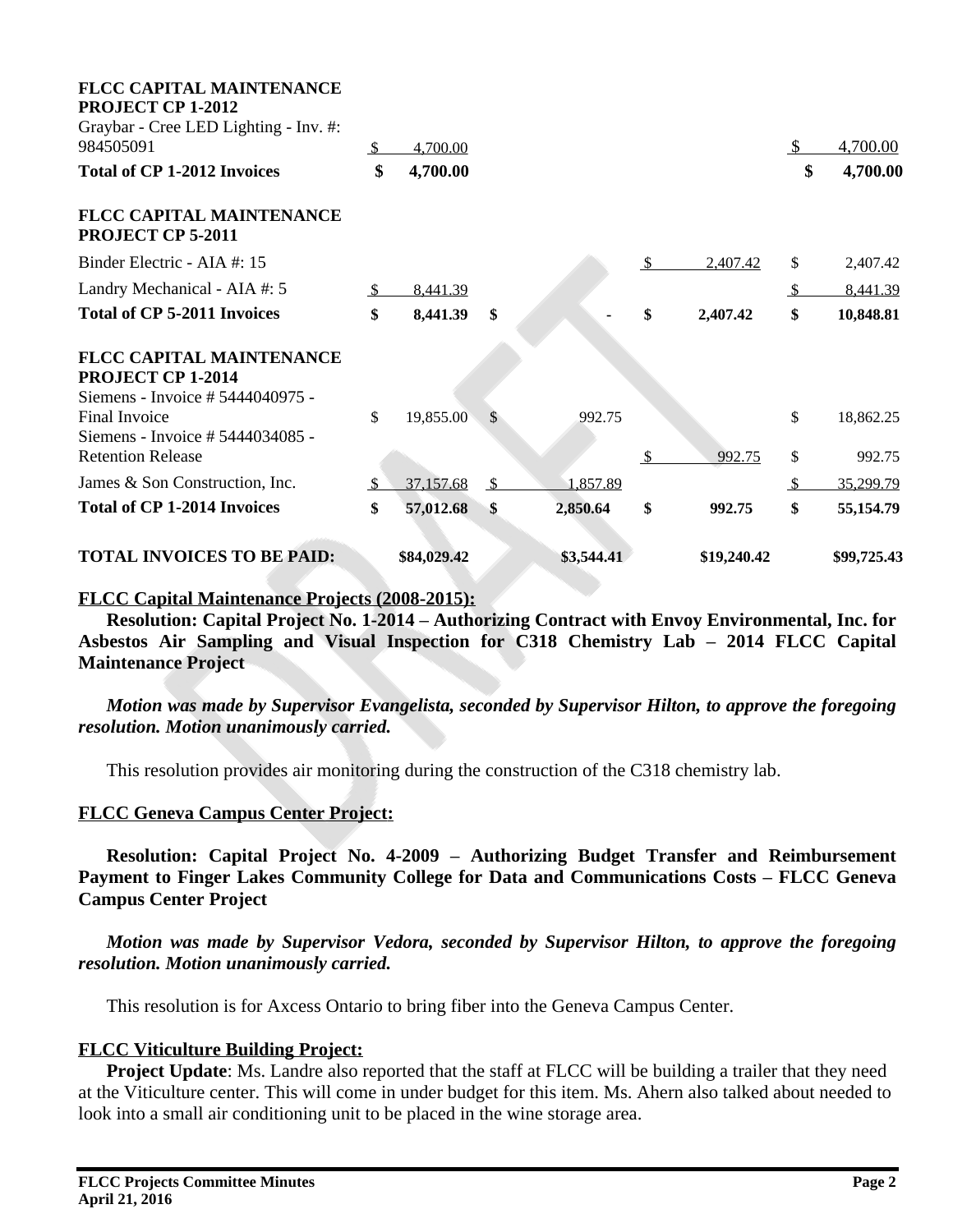| | | | | |
|---|---|---|---|---|
| **FLCC CAPITAL MAINTENANCE PROJECT CP 1-2012** | | | | |
| Graybar - Cree LED Lighting - Inv. #: 984505091 | $ 4,700.00 | | | $ 4,700.00 |
| **Total of CP 1-2012 Invoices** | **$ 4,700.00** | | | **$ 4,700.00** |
| **FLCC CAPITAL MAINTENANCE PROJECT CP 5-2011** | | | | |
| Binder Electric - AIA #: 15 | | | $ 2,407.42 | $ 2,407.42 |
| Landry Mechanical - AIA #: 5 | $ 8,441.39 | | | $ 8,441.39 |
| **Total of CP 5-2011 Invoices** | **$ 8,441.39** | **$ -** | **$ 2,407.42** | **$ 10,848.81** |
| **FLCC CAPITAL MAINTENANCE PROJECT CP 1-2014** | | | | |
| Siemens - Invoice # 5444040975 - Final Invoice | $ 19,855.00 | $ 992.75 | | $ 18,862.25 |
| Siemens - Invoice # 5444034085 - Retention Release | | | $ 992.75 | $ 992.75 |
| James & Son Construction, Inc. | $ 37,157.68 | $ 1,857.89 | | $ 35,299.79 |
| **Total of CP 1-2014 Invoices** | **$ 57,012.68** | **$ 2,850.64** | **$ 992.75** | **$ 55,154.79** |
| **TOTAL INVOICES TO BE PAID:** | **$84,029.42** | **$3,544.41** | **$19,240.42** | **$99,725.43** |

**FLCC Capital Maintenance Projects (2008-2015):**

**Resolution: Capital Project No. 1-2014 – Authorizing Contract with Envoy Environmental, Inc. for Asbestos Air Sampling and Visual Inspection for C318 Chemistry Lab – 2014 FLCC Capital Maintenance Project**

***Motion was made by Supervisor Evangelista, seconded by Supervisor Hilton, to approve the foregoing resolution. Motion unanimously carried.***

This resolution provides air monitoring during the construction of the C318 chemistry lab.

**FLCC Geneva Campus Center Project:**

**Resolution: Capital Project No. 4-2009 – Authorizing Budget Transfer and Reimbursement Payment to Finger Lakes Community College for Data and Communications Costs – FLCC Geneva Campus Center Project**

***Motion was made by Supervisor Vedora, seconded by Supervisor Hilton, to approve the foregoing resolution. Motion unanimously carried.***

This resolution is for Axcess Ontario to bring fiber into the Geneva Campus Center.

**FLCC Viticulture Building Project:**

**Project Update**: Ms. Landre also reported that the staff at FLCC will be building a trailer that they need at the Viticulture center. This will come in under budget for this item. Ms. Ahern also talked about needed to look into a small air conditioning unit to be placed in the wine storage area.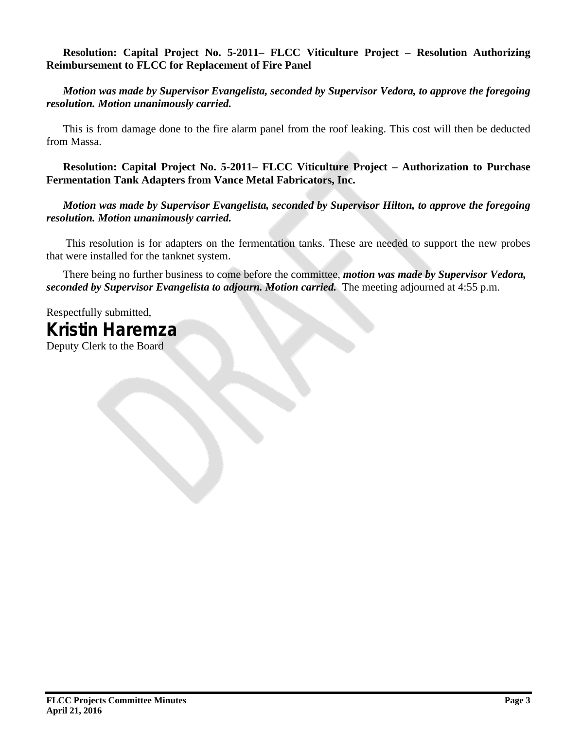**Resolution: Capital Project No. 5-2011– FLCC Viticulture Project – Resolution Authorizing Reimbursement to FLCC for Replacement of Fire Panel**

***Motion was made by Supervisor Evangelista, seconded by Supervisor Vedora, to approve the foregoing resolution. Motion unanimously carried.***

This is from damage done to the fire alarm panel from the roof leaking. This cost will then be deducted from Massa.

**Resolution: Capital Project No. 5-2011– FLCC Viticulture Project – Authorization to Purchase Fermentation Tank Adapters from Vance Metal Fabricators, Inc.**

***Motion was made by Supervisor Evangelista, seconded by Supervisor Hilton, to approve the foregoing resolution. Motion unanimously carried.***

This resolution is for adapters on the fermentation tanks. These are needed to support the new probes that were installed for the tanknet system.

There being no further business to come before the committee, ***motion was made by Supervisor Vedora, seconded by Supervisor Evangelista to adjourn. Motion carried.*** The meeting adjourned at 4:55 p.m.

Respectfully submitted,
**Kristin Haremza**
Deputy Clerk to the Board